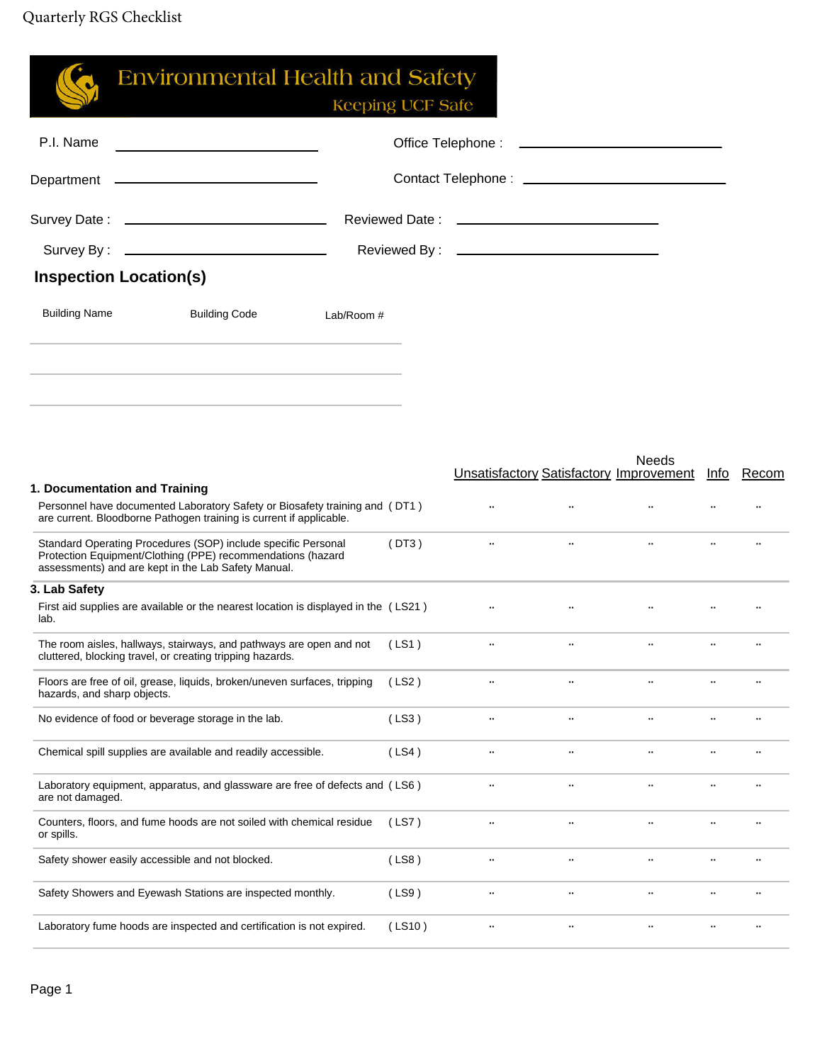Quarterly RGS Checklist

# Environmental Health and Safety

*Keeping UCF Safe*

P.I. Name ______________________ Office Telephone : ______________________

Department ______________________ Contact Telephone : ______________________

Survey Date : ______________________ Reviewed Date : ______________________

Survey By : ______________________ Reviewed By : ______________________

## Inspection Location(s)

| Building Name | Building Code | Lab/Room # |
|---|---|---|
| | | |
| | | |
| | | |

| | | Unsatisfactory | Satisfactory | Needs Improvement | Info | Recom |
|---|---|---|---|---|---|---|
| **1. Documentation and Training** | | | | | | |
| Personnel have documented Laboratory Safety or Biosafety training and are current. Bloodborne Pathogen training is current if applicable. | ( DT1 ) | .. | .. | .. | .. | .. |
| Standard Operating Procedures (SOP) include specific Personal Protection Equipment/Clothing (PPE) recommendations (hazard assessments) and are kept in the Lab Safety Manual. | ( DT3 ) | .. | .. | .. | .. | .. |
| **3. Lab Safety** | | | | | | |
| First aid supplies are available or the nearest location is displayed in the lab. | ( LS21 ) | .. | .. | .. | .. | .. |
| The room aisles, hallways, stairways, and pathways are open and not cluttered, blocking travel, or creating tripping hazards. | ( LS1 ) | .. | .. | .. | .. | .. |
| Floors are free of oil, grease, liquids, broken/uneven surfaces, tripping hazards, and sharp objects. | ( LS2 ) | .. | .. | .. | .. | .. |
| No evidence of food or beverage storage in the lab. | ( LS3 ) | .. | .. | .. | .. | .. |
| Chemical spill supplies are available and readily accessible. | ( LS4 ) | .. | .. | .. | .. | .. |
| Laboratory equipment, apparatus, and glassware are free of defects and are not damaged. | ( LS6 ) | .. | .. | .. | .. | .. |
| Counters, floors, and fume hoods are not soiled with chemical residue or spills. | ( LS7 ) | .. | .. | .. | .. | .. |
| Safety shower easily accessible and not blocked. | ( LS8 ) | .. | .. | .. | .. | .. |
| Safety Showers and Eyewash Stations are inspected monthly. | ( LS9 ) | .. | .. | .. | .. | .. |
| Laboratory fume hoods are inspected and certification is not expired. | ( LS10 ) | .. | .. | .. | .. | .. |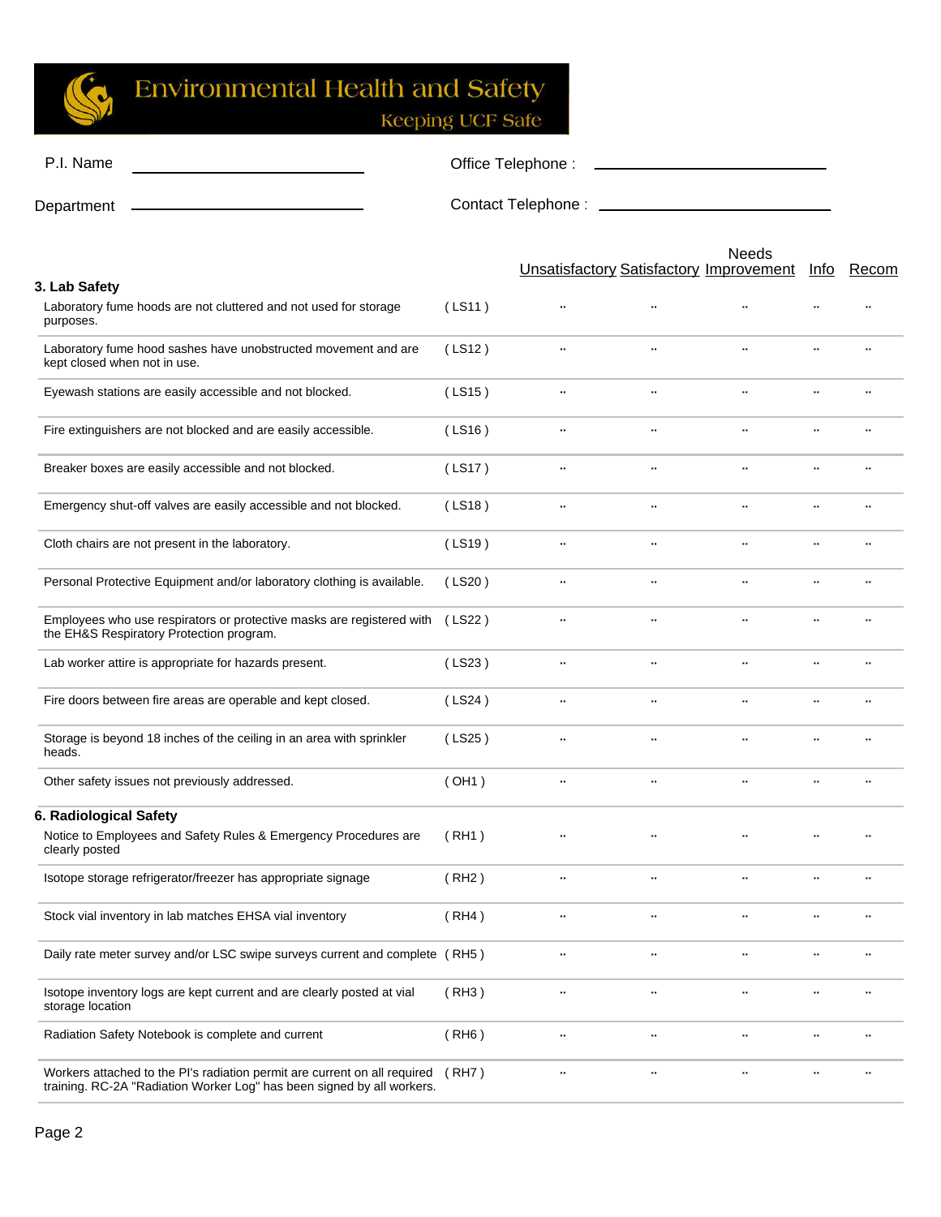# Environmental Health and Safety

Keeping UCF Safe

P.I. Name ____________________ Office Telephone : ____________________

Department ____________________ Contact Telephone : ____________________

| | | Unsatisfactory | Satisfactory | Needs Improvement | Info | Recom |
|---|---|---|---|---|---|---|
| **3. Lab Safety** | | | | | | |
| Laboratory fume hoods are not cluttered and not used for storage purposes. | ( LS11 ) | ¨ | ¨ | ¨ | ¨ | ¨ |
| Laboratory fume hood sashes have unobstructed movement and are kept closed when not in use. | ( LS12 ) | ¨ | ¨ | ¨ | ¨ | ¨ |
| Eyewash stations are easily accessible and not blocked. | ( LS15 ) | ¨ | ¨ | ¨ | ¨ | ¨ |
| Fire extinguishers are not blocked and are easily accessible. | ( LS16 ) | ¨ | ¨ | ¨ | ¨ | ¨ |
| Breaker boxes are easily accessible and not blocked. | ( LS17 ) | ¨ | ¨ | ¨ | ¨ | ¨ |
| Emergency shut-off valves are easily accessible and not blocked. | ( LS18 ) | ¨ | ¨ | ¨ | ¨ | ¨ |
| Cloth chairs are not present in the laboratory. | ( LS19 ) | ¨ | ¨ | ¨ | ¨ | ¨ |
| Personal Protective Equipment and/or laboratory clothing is available. | ( LS20 ) | ¨ | ¨ | ¨ | ¨ | ¨ |
| Employees who use respirators or protective masks are registered with the EH&S Respiratory Protection program. | ( LS22 ) | ¨ | ¨ | ¨ | ¨ | ¨ |
| Lab worker attire is appropriate for hazards present. | ( LS23 ) | ¨ | ¨ | ¨ | ¨ | ¨ |
| Fire doors between fire areas are operable and kept closed. | ( LS24 ) | ¨ | ¨ | ¨ | ¨ | ¨ |
| Storage is beyond 18 inches of the ceiling in an area with sprinkler heads. | ( LS25 ) | ¨ | ¨ | ¨ | ¨ | ¨ |
| Other safety issues not previously addressed. | ( OH1 ) | ¨ | ¨ | ¨ | ¨ | ¨ |
| **6. Radiological Safety** | | | | | | |
| Notice to Employees and Safety Rules & Emergency Procedures are clearly posted | ( RH1 ) | ¨ | ¨ | ¨ | ¨ | ¨ |
| Isotope storage refrigerator/freezer has appropriate signage | ( RH2 ) | ¨ | ¨ | ¨ | ¨ | ¨ |
| Stock vial inventory in lab matches EHSA vial inventory | ( RH4 ) | ¨ | ¨ | ¨ | ¨ | ¨ |
| Daily rate meter survey and/or LSC swipe surveys current and complete | ( RH5 ) | ¨ | ¨ | ¨ | ¨ | ¨ |
| Isotope inventory logs are kept current and are clearly posted at vial storage location | ( RH3 ) | ¨ | ¨ | ¨ | ¨ | ¨ |
| Radiation Safety Notebook is complete and current | ( RH6 ) | ¨ | ¨ | ¨ | ¨ | ¨ |
| Workers attached to the PI's radiation permit are current on all required training. RC-2A "Radiation Worker Log" has been signed by all workers. | ( RH7 ) | ¨ | ¨ | ¨ | ¨ | ¨ |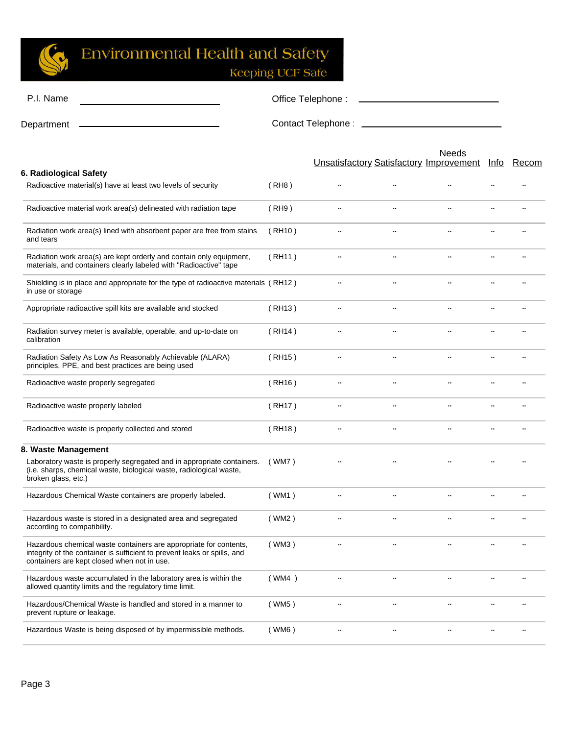Environmental Health and Safety

Keeping UCF Safe

P.I. Name ______________________ Office Telephone : ______________________

Department ______________________ Contact Telephone : ______________________

| | | Unsatisfactory | Satisfactory | Needs Improvement | Info | Recom |
|---|---|---|---|---|---|---|
| **6. Radiological Safety** | | | | | | |
| Radioactive material(s) have at least two levels of security | ( RH8 ) | ¨ | ¨ | ¨ | ¨ | ¨ |
| Radioactive material work area(s) delineated with radiation tape | ( RH9 ) | ¨ | ¨ | ¨ | ¨ | ¨ |
| Radiation work area(s) lined with absorbent paper are free from stains and tears | ( RH10 ) | ¨ | ¨ | ¨ | ¨ | ¨ |
| Radiation work area(s) are kept orderly and contain only equipment, materials, and containers clearly labeled with "Radioactive" tape | ( RH11 ) | ¨ | ¨ | ¨ | ¨ | ¨ |
| Shielding is in place and appropriate for the type of radioactive materials in use or storage | ( RH12 ) | ¨ | ¨ | ¨ | ¨ | ¨ |
| Appropriate radioactive spill kits are available and stocked | ( RH13 ) | ¨ | ¨ | ¨ | ¨ | ¨ |
| Radiation survey meter is available, operable, and up-to-date on calibration | ( RH14 ) | ¨ | ¨ | ¨ | ¨ | ¨ |
| Radiation Safety As Low As Reasonably Achievable (ALARA) principles, PPE, and best practices are being used | ( RH15 ) | ¨ | ¨ | ¨ | ¨ | ¨ |
| Radioactive waste properly segregated | ( RH16 ) | ¨ | ¨ | ¨ | ¨ | ¨ |
| Radioactive waste properly labeled | ( RH17 ) | ¨ | ¨ | ¨ | ¨ | ¨ |
| Radioactive waste is properly collected and stored | ( RH18 ) | ¨ | ¨ | ¨ | ¨ | ¨ |
| **8. Waste Management** | | | | | | |
| Laboratory waste is properly segregated and in appropriate containers. (i.e. sharps, chemical waste, biological waste, radiological waste, broken glass, etc.) | ( WM7 ) | ¨ | ¨ | ¨ | ¨ | ¨ |
| Hazardous Chemical Waste containers are properly labeled. | ( WM1 ) | ¨ | ¨ | ¨ | ¨ | ¨ |
| Hazardous waste is stored in a designated area and segregated according to compatibility. | ( WM2 ) | ¨ | ¨ | ¨ | ¨ | ¨ |
| Hazardous chemical waste containers are appropriate for contents, integrity of the container is sufficient to prevent leaks or spills, and containers are kept closed when not in use. | ( WM3 ) | ¨ | ¨ | ¨ | ¨ | ¨ |
| Hazardous waste accumulated in the laboratory area is within the allowed quantity limits and the regulatory time limit. | ( WM4 ) | ¨ | ¨ | ¨ | ¨ | ¨ |
| Hazardous/Chemical Waste is handled and stored in a manner to prevent rupture or leakage. | ( WM5 ) | ¨ | ¨ | ¨ | ¨ | ¨ |
| Hazardous Waste is being disposed of by impermissible methods. | ( WM6 ) | ¨ | ¨ | ¨ | ¨ | ¨ |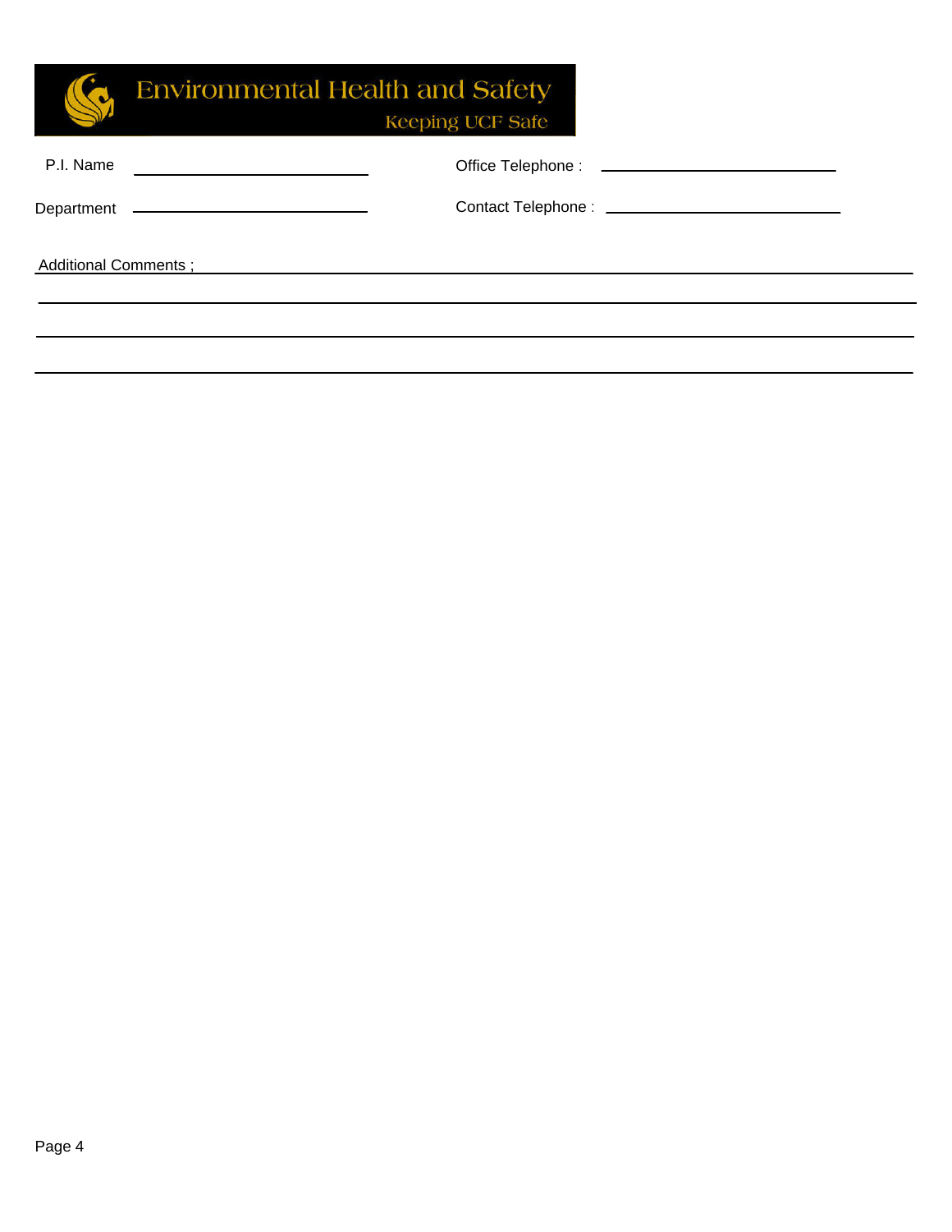# Environmental Health and Safety

Keeping UCF Safe

P.I. Name \_\_\_\_\_\_\_\_\_\_\_\_\_\_\_\_\_\_\_\_\_\_\_\_\_\_\_\_

Office Telephone : \_\_\_\_\_\_\_\_\_\_\_\_\_\_\_\_\_\_\_\_\_\_\_\_\_\_\_\_

Department \_\_\_\_\_\_\_\_\_\_\_\_\_\_\_\_\_\_\_\_\_\_\_\_\_\_\_\_

Contact Telephone : \_\_\_\_\_\_\_\_\_\_\_\_\_\_\_\_\_\_\_\_\_\_\_\_\_\_\_\_

Additional Comments ; \_\_\_\_\_\_\_\_\_\_\_\_\_\_\_\_\_\_\_\_\_\_\_\_\_\_\_\_\_\_\_\_\_\_\_\_\_\_\_\_\_\_\_\_\_\_\_\_\_\_\_\_\_\_\_\_\_\_\_\_\_\_\_\_\_\_\_\_\_\_\_\_\_\_\_\_\_\_

\_\_\_\_\_\_\_\_\_\_\_\_\_\_\_\_\_\_\_\_\_\_\_\_\_\_\_\_\_\_\_\_\_\_\_\_\_\_\_\_\_\_\_\_\_\_\_\_\_\_\_\_\_\_\_\_\_\_\_\_\_\_\_\_\_\_\_\_\_\_\_\_\_\_\_\_\_\_\_\_\_\_\_\_\_\_\_\_\_\_\_\_\_\_\_\_\_\_\_\_

\_\_\_\_\_\_\_\_\_\_\_\_\_\_\_\_\_\_\_\_\_\_\_\_\_\_\_\_\_\_\_\_\_\_\_\_\_\_\_\_\_\_\_\_\_\_\_\_\_\_\_\_\_\_\_\_\_\_\_\_\_\_\_\_\_\_\_\_\_\_\_\_\_\_\_\_\_\_\_\_\_\_\_\_\_\_\_\_\_\_\_\_\_\_\_\_\_\_\_\_

\_\_\_\_\_\_\_\_\_\_\_\_\_\_\_\_\_\_\_\_\_\_\_\_\_\_\_\_\_\_\_\_\_\_\_\_\_\_\_\_\_\_\_\_\_\_\_\_\_\_\_\_\_\_\_\_\_\_\_\_\_\_\_\_\_\_\_\_\_\_\_\_\_\_\_\_\_\_\_\_\_\_\_\_\_\_\_\_\_\_\_\_\_\_\_\_\_\_\_\_